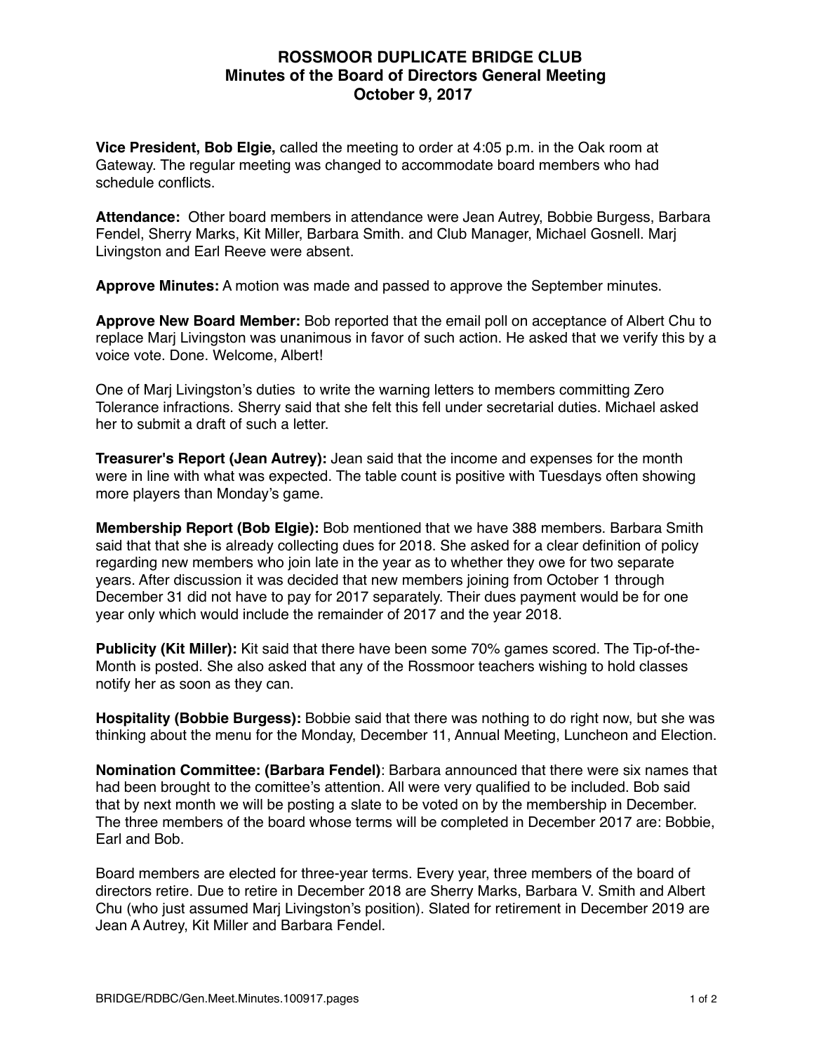# ROSSMOOR DUPLICATE BRIDGE CLUB
## Minutes of the Board of Directors General Meeting
## October 9, 2017

**Vice President, Bob Elgie,** called the meeting to order at 4:05 p.m. in the Oak room at Gateway. The regular meeting was changed to accommodate board members who had schedule conflicts.

**Attendance:** Other board members in attendance were Jean Autrey, Bobbie Burgess, Barbara Fendel, Sherry Marks, Kit Miller, Barbara Smith. and Club Manager, Michael Gosnell. Marj Livingston and Earl Reeve were absent.

**Approve Minutes:** A motion was made and passed to approve the September minutes.

**Approve New Board Member:** Bob reported that the email poll on acceptance of Albert Chu to replace Marj Livingston was unanimous in favor of such action. He asked that we verify this by a voice vote. Done. Welcome, Albert!

One of Marj Livingston's duties to write the warning letters to members committing Zero Tolerance infractions. Sherry said that she felt this fell under secretarial duties. Michael asked her to submit a draft of such a letter.

**Treasurer's Report (Jean Autrey):** Jean said that the income and expenses for the month were in line with what was expected. The table count is positive with Tuesdays often showing more players than Monday's game.

**Membership Report (Bob Elgie):** Bob mentioned that we have 388 members. Barbara Smith said that that she is already collecting dues for 2018. She asked for a clear definition of policy regarding new members who join late in the year as to whether they owe for two separate years. After discussion it was decided that new members joining from October 1 through December 31 did not have to pay for 2017 separately. Their dues payment would be for one year only which would include the remainder of 2017 and the year 2018.

**Publicity (Kit Miller):** Kit said that there have been some 70% games scored. The Tip-of-the-Month is posted. She also asked that any of the Rossmoor teachers wishing to hold classes notify her as soon as they can.

**Hospitality (Bobbie Burgess):** Bobbie said that there was nothing to do right now, but she was thinking about the menu for the Monday, December 11, Annual Meeting, Luncheon and Election.

**Nomination Committee: (Barbara Fendel)**: Barbara announced that there were six names that had been brought to the comittee's attention. All were very qualified to be included. Bob said that by next month we will be posting a slate to be voted on by the membership in December. The three members of the board whose terms will be completed in December 2017 are: Bobbie, Earl and Bob.

Board members are elected for three-year terms. Every year, three members of the board of directors retire. Due to retire in December 2018 are Sherry Marks, Barbara V. Smith and Albert Chu (who just assumed Marj Livingston's position). Slated for retirement in December 2019 are Jean A Autrey, Kit Miller and Barbara Fendel.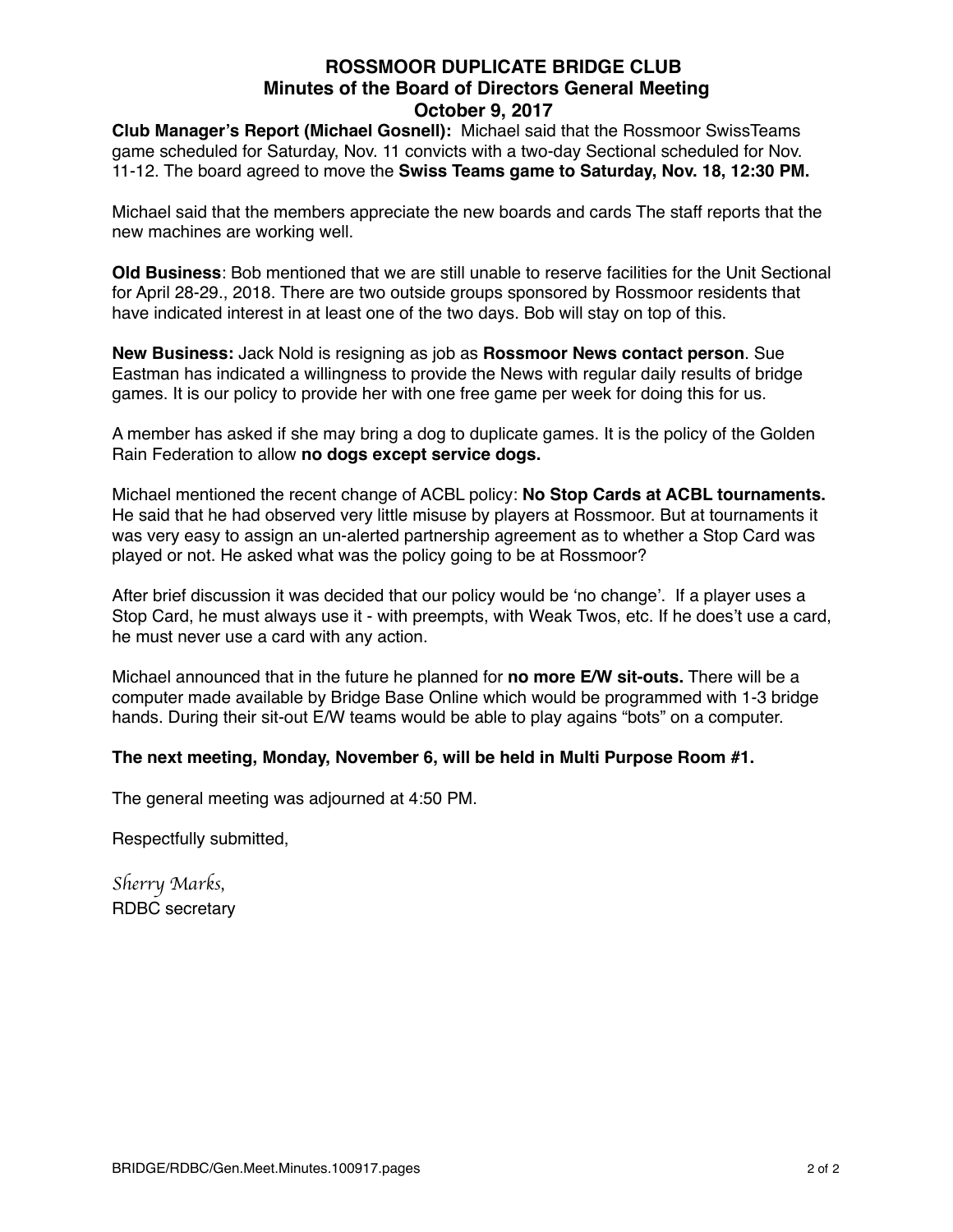# ROSSMOOR DUPLICATE BRIDGE CLUB
## Minutes of the Board of Directors General Meeting
## October 9, 2017

**Club Manager's Report (Michael Gosnell):** Michael said that the Rossmoor SwissTeams game scheduled for Saturday, Nov. 11 convicts with a two-day Sectional scheduled for Nov. 11-12. The board agreed to move the **Swiss Teams game to Saturday, Nov. 18, 12:30 PM.**

Michael said that the members appreciate the new boards and cards The staff reports that the new machines are working well.

**Old Business**: Bob mentioned that we are still unable to reserve facilities for the Unit Sectional for April 28-29., 2018. There are two outside groups sponsored by Rossmoor residents that have indicated interest in at least one of the two days. Bob will stay on top of this.

**New Business:** Jack Nold is resigning as job as **Rossmoor News contact person**. Sue Eastman has indicated a willingness to provide the News with regular daily results of bridge games. It is our policy to provide her with one free game per week for doing this for us.

A member has asked if she may bring a dog to duplicate games. It is the policy of the Golden Rain Federation to allow **no dogs except service dogs.**

Michael mentioned the recent change of ACBL policy: **No Stop Cards at ACBL tournaments.** He said that he had observed very little misuse by players at Rossmoor. But at tournaments it was very easy to assign an un-alerted partnership agreement as to whether a Stop Card was played or not. He asked what was the policy going to be at Rossmoor?

After brief discussion it was decided that our policy would be 'no change'. If a player uses a Stop Card, he must always use it - with preempts, with Weak Twos, etc. If he does't use a card, he must never use a card with any action.

Michael announced that in the future he planned for **no more E/W sit-outs.** There will be a computer made available by Bridge Base Online which would be programmed with 1-3 bridge hands. During their sit-out E/W teams would be able to play agains "bots" on a computer.

**The next meeting, Monday, November 6, will be held in Multi Purpose Room #1.**

The general meeting was adjourned at 4:50 PM.

Respectfully submitted,

*Sherry Marks,*
RDBC secretary